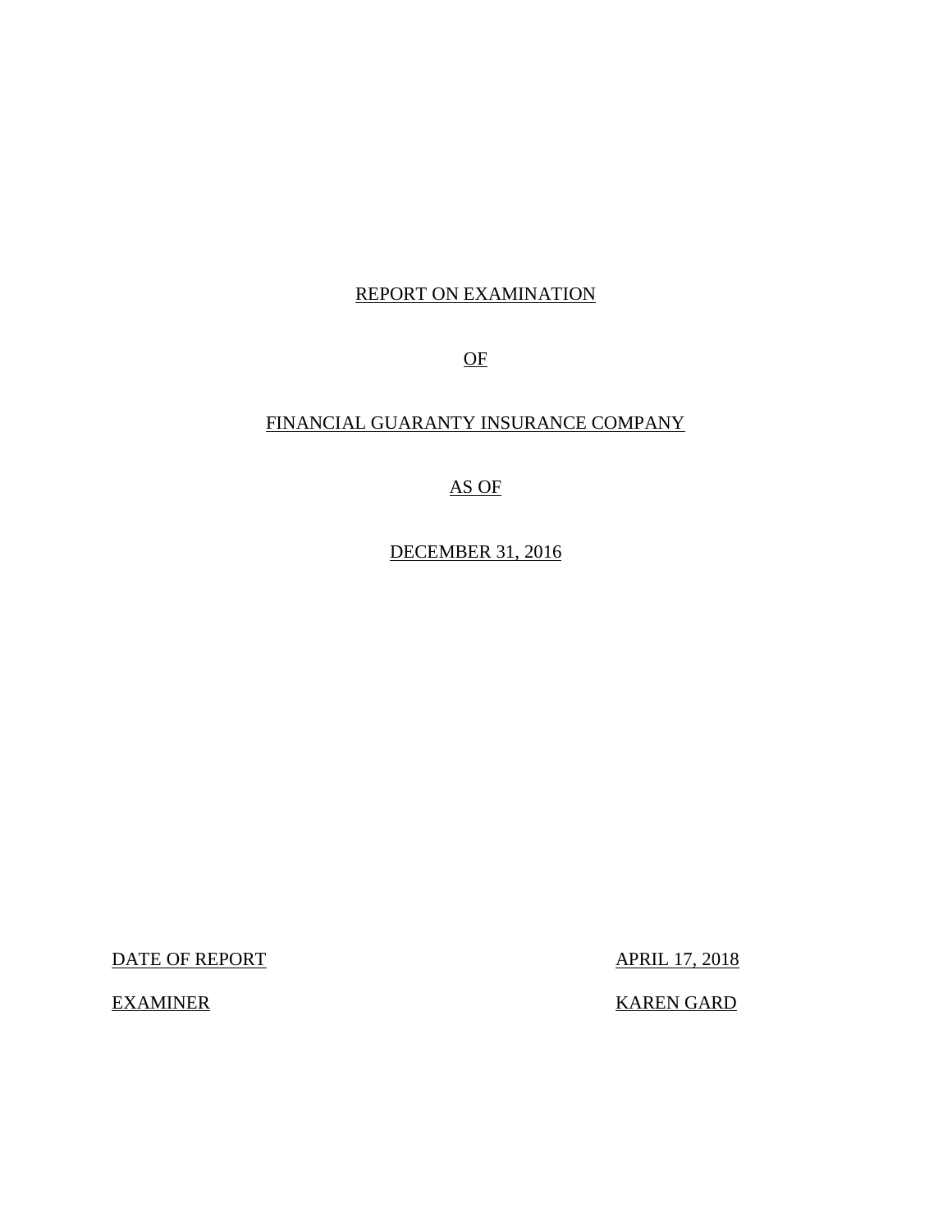# REPORT ON EXAMINATION

# OF

# FINANCIAL GUARANTY INSURANCE COMPANY

# AS OF

# DECEMBER 31, 2016

| | |
|---|---|
| DATE OF REPORT | APRIL 17, 2018 |
| EXAMINER | KAREN GARD |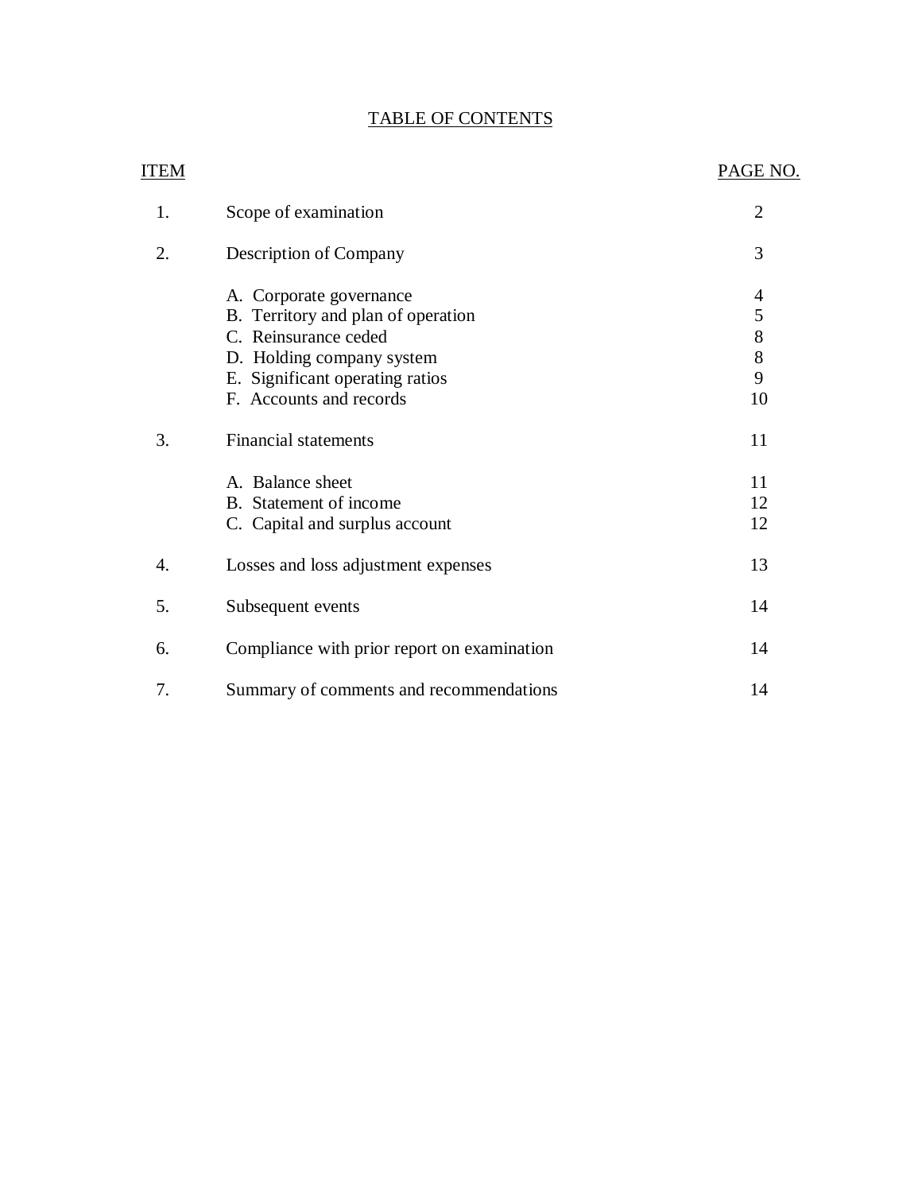# TABLE OF CONTENTS

| ITEM | | PAGE NO. |
|---|---|---|
| 1. | Scope of examination | 2 |
| 2. | Description of Company | 3 |
| | A. Corporate governance | 4 |
| | B. Territory and plan of operation | 5 |
| | C. Reinsurance ceded | 8 |
| | D. Holding company system | 8 |
| | E. Significant operating ratios | 9 |
| | F. Accounts and records | 10 |
| 3. | Financial statements | 11 |
| | A. Balance sheet | 11 |
| | B. Statement of income | 12 |
| | C. Capital and surplus account | 12 |
| 4. | Losses and loss adjustment expenses | 13 |
| 5. | Subsequent events | 14 |
| 6. | Compliance with prior report on examination | 14 |
| 7. | Summary of comments and recommendations | 14 |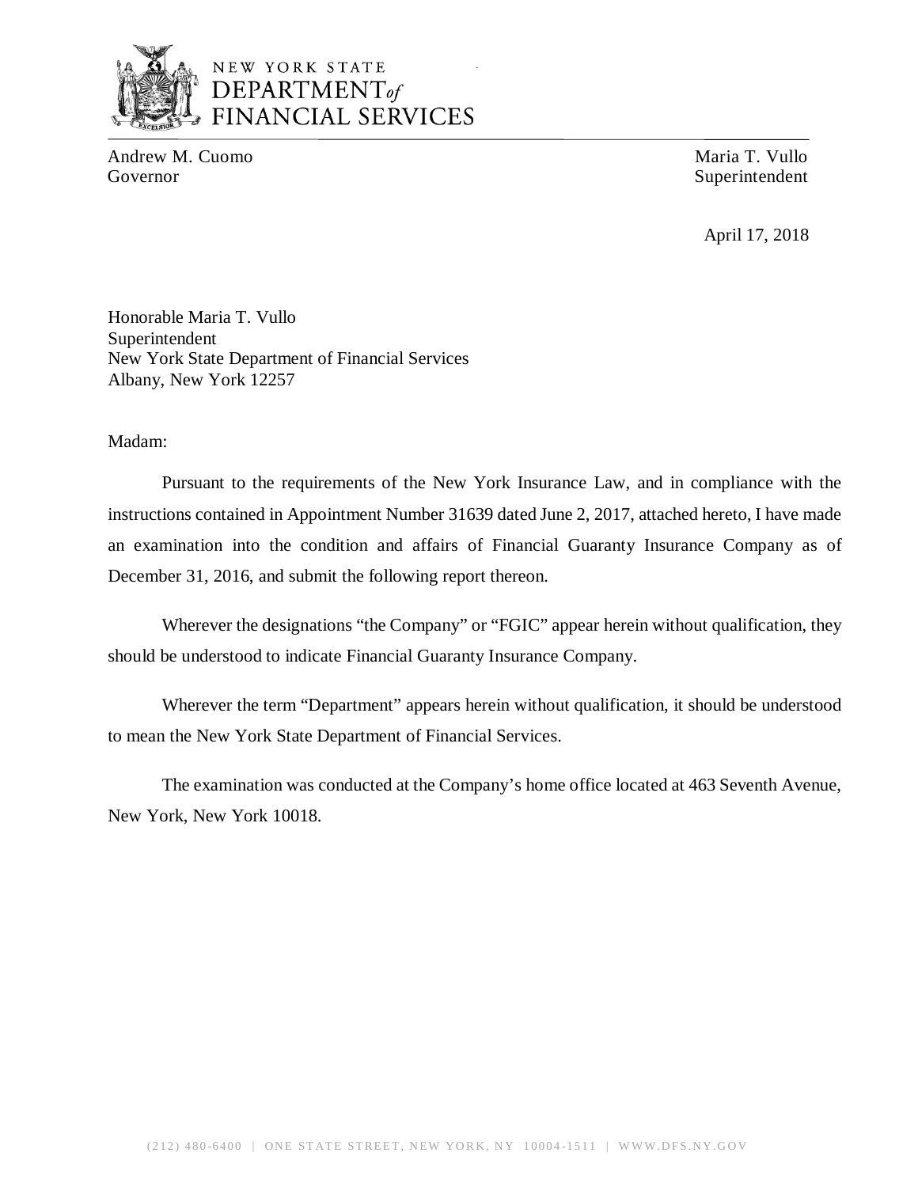NEW YORK STATE
DEPARTMENT *of*
FINANCIAL SERVICES

Andrew M. Cuomo
Governor

Maria T. Vullo
Superintendent

April 17, 2018

Honorable Maria T. Vullo
Superintendent
New York State Department of Financial Services
Albany, New York 12257

Madam:

Pursuant to the requirements of the New York Insurance Law, and in compliance with the instructions contained in Appointment Number 31639 dated June 2, 2017, attached hereto, I have made an examination into the condition and affairs of Financial Guaranty Insurance Company as of December 31, 2016, and submit the following report thereon.

Wherever the designations "the Company" or "FGIC" appear herein without qualification, they should be understood to indicate Financial Guaranty Insurance Company.

Wherever the term "Department" appears herein without qualification, it should be understood to mean the New York State Department of Financial Services.

The examination was conducted at the Company's home office located at 463 Seventh Avenue, New York, New York 10018.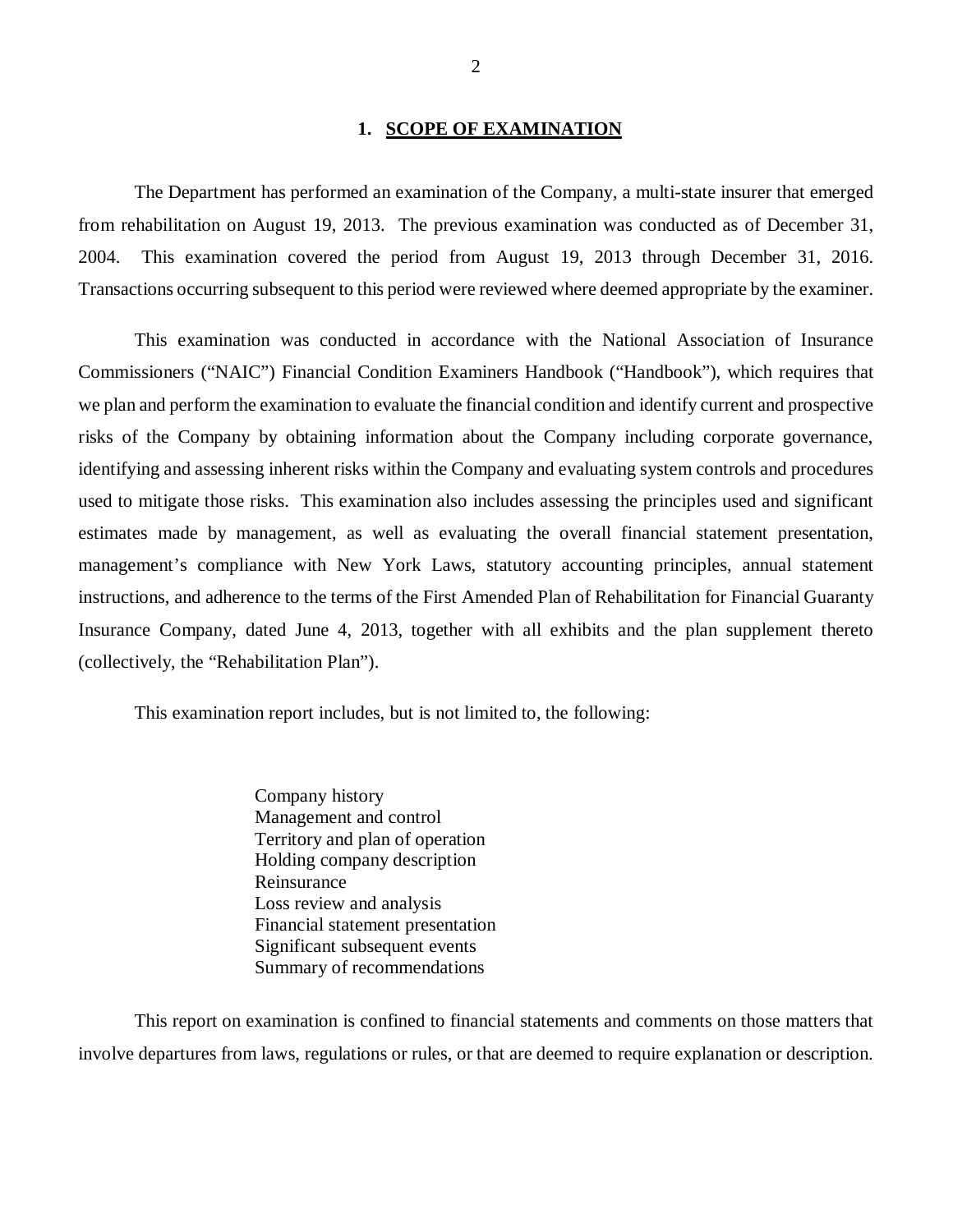## 1. SCOPE OF EXAMINATION

The Department has performed an examination of the Company, a multi-state insurer that emerged from rehabilitation on August 19, 2013. The previous examination was conducted as of December 31, 2004. This examination covered the period from August 19, 2013 through December 31, 2016. Transactions occurring subsequent to this period were reviewed where deemed appropriate by the examiner.

This examination was conducted in accordance with the National Association of Insurance Commissioners ("NAIC") Financial Condition Examiners Handbook ("Handbook"), which requires that we plan and perform the examination to evaluate the financial condition and identify current and prospective risks of the Company by obtaining information about the Company including corporate governance, identifying and assessing inherent risks within the Company and evaluating system controls and procedures used to mitigate those risks. This examination also includes assessing the principles used and significant estimates made by management, as well as evaluating the overall financial statement presentation, management's compliance with New York Laws, statutory accounting principles, annual statement instructions, and adherence to the terms of the First Amended Plan of Rehabilitation for Financial Guaranty Insurance Company, dated June 4, 2013, together with all exhibits and the plan supplement thereto (collectively, the "Rehabilitation Plan").

This examination report includes, but is not limited to, the following:

- Company history
- Management and control
- Territory and plan of operation
- Holding company description
- Reinsurance
- Loss review and analysis
- Financial statement presentation
- Significant subsequent events
- Summary of recommendations

This report on examination is confined to financial statements and comments on those matters that involve departures from laws, regulations or rules, or that are deemed to require explanation or description.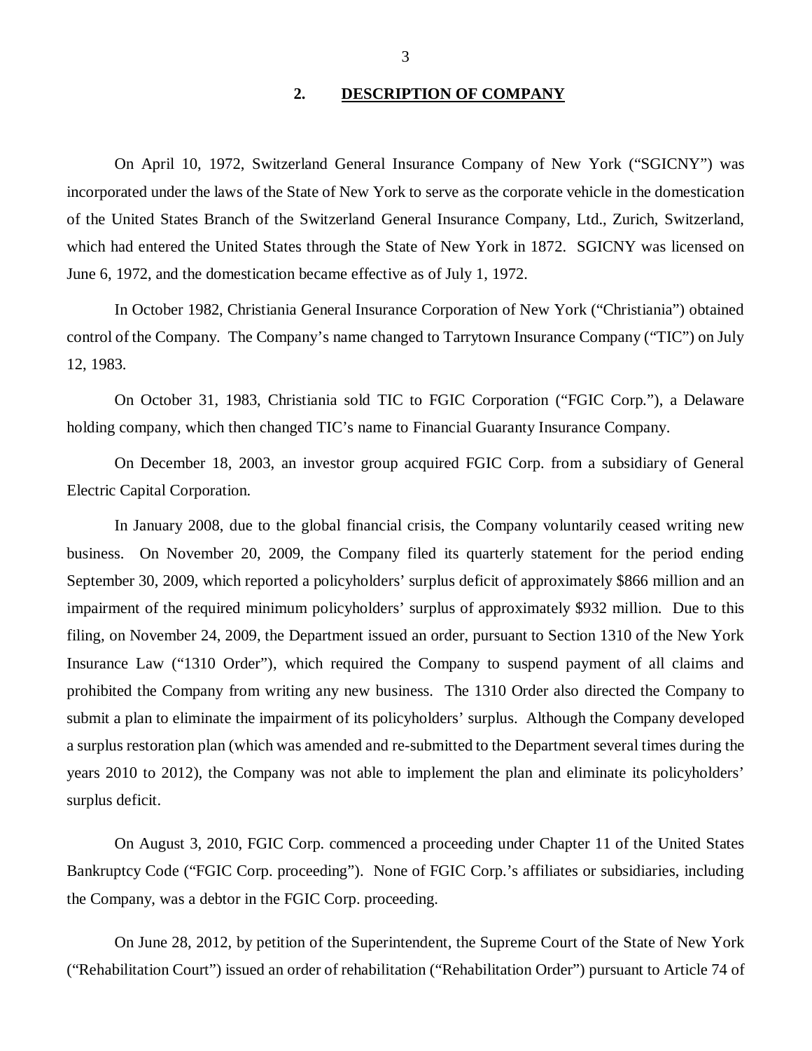## 2. DESCRIPTION OF COMPANY

On April 10, 1972, Switzerland General Insurance Company of New York ("SGICNY") was incorporated under the laws of the State of New York to serve as the corporate vehicle in the domestication of the United States Branch of the Switzerland General Insurance Company, Ltd., Zurich, Switzerland, which had entered the United States through the State of New York in 1872. SGICNY was licensed on June 6, 1972, and the domestication became effective as of July 1, 1972.

In October 1982, Christiania General Insurance Corporation of New York ("Christiania") obtained control of the Company. The Company's name changed to Tarrytown Insurance Company ("TIC") on July 12, 1983.

On October 31, 1983, Christiania sold TIC to FGIC Corporation ("FGIC Corp."), a Delaware holding company, which then changed TIC's name to Financial Guaranty Insurance Company.

On December 18, 2003, an investor group acquired FGIC Corp. from a subsidiary of General Electric Capital Corporation.

In January 2008, due to the global financial crisis, the Company voluntarily ceased writing new business. On November 20, 2009, the Company filed its quarterly statement for the period ending September 30, 2009, which reported a policyholders' surplus deficit of approximately $866 million and an impairment of the required minimum policyholders' surplus of approximately $932 million. Due to this filing, on November 24, 2009, the Department issued an order, pursuant to Section 1310 of the New York Insurance Law ("1310 Order"), which required the Company to suspend payment of all claims and prohibited the Company from writing any new business. The 1310 Order also directed the Company to submit a plan to eliminate the impairment of its policyholders' surplus. Although the Company developed a surplus restoration plan (which was amended and re-submitted to the Department several times during the years 2010 to 2012), the Company was not able to implement the plan and eliminate its policyholders' surplus deficit.

On August 3, 2010, FGIC Corp. commenced a proceeding under Chapter 11 of the United States Bankruptcy Code ("FGIC Corp. proceeding"). None of FGIC Corp.'s affiliates or subsidiaries, including the Company, was a debtor in the FGIC Corp. proceeding.

On June 28, 2012, by petition of the Superintendent, the Supreme Court of the State of New York ("Rehabilitation Court") issued an order of rehabilitation ("Rehabilitation Order") pursuant to Article 74 of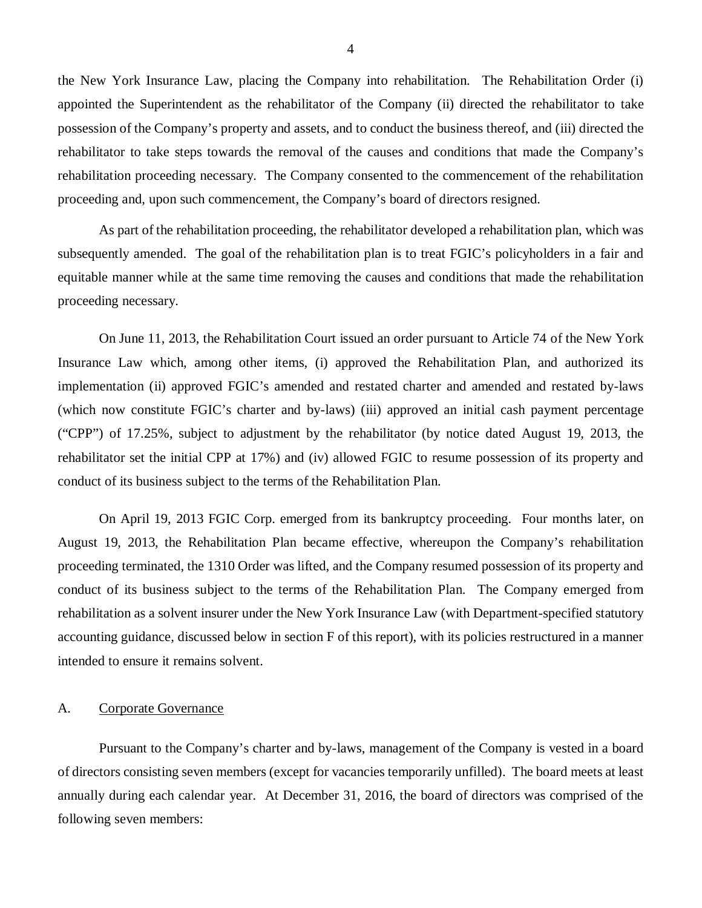the New York Insurance Law, placing the Company into rehabilitation. The Rehabilitation Order (i) appointed the Superintendent as the rehabilitator of the Company (ii) directed the rehabilitator to take possession of the Company's property and assets, and to conduct the business thereof, and (iii) directed the rehabilitator to take steps towards the removal of the causes and conditions that made the Company's rehabilitation proceeding necessary. The Company consented to the commencement of the rehabilitation proceeding and, upon such commencement, the Company's board of directors resigned.

As part of the rehabilitation proceeding, the rehabilitator developed a rehabilitation plan, which was subsequently amended. The goal of the rehabilitation plan is to treat FGIC's policyholders in a fair and equitable manner while at the same time removing the causes and conditions that made the rehabilitation proceeding necessary.

On June 11, 2013, the Rehabilitation Court issued an order pursuant to Article 74 of the New York Insurance Law which, among other items, (i) approved the Rehabilitation Plan, and authorized its implementation (ii) approved FGIC's amended and restated charter and amended and restated by-laws (which now constitute FGIC's charter and by-laws) (iii) approved an initial cash payment percentage ("CPP") of 17.25%, subject to adjustment by the rehabilitator (by notice dated August 19, 2013, the rehabilitator set the initial CPP at 17%) and (iv) allowed FGIC to resume possession of its property and conduct of its business subject to the terms of the Rehabilitation Plan.

On April 19, 2013 FGIC Corp. emerged from its bankruptcy proceeding. Four months later, on August 19, 2013, the Rehabilitation Plan became effective, whereupon the Company's rehabilitation proceeding terminated, the 1310 Order was lifted, and the Company resumed possession of its property and conduct of its business subject to the terms of the Rehabilitation Plan. The Company emerged from rehabilitation as a solvent insurer under the New York Insurance Law (with Department-specified statutory accounting guidance, discussed below in section F of this report), with its policies restructured in a manner intended to ensure it remains solvent.

## A. Corporate Governance

Pursuant to the Company's charter and by-laws, management of the Company is vested in a board of directors consisting seven members (except for vacancies temporarily unfilled). The board meets at least annually during each calendar year. At December 31, 2016, the board of directors was comprised of the following seven members: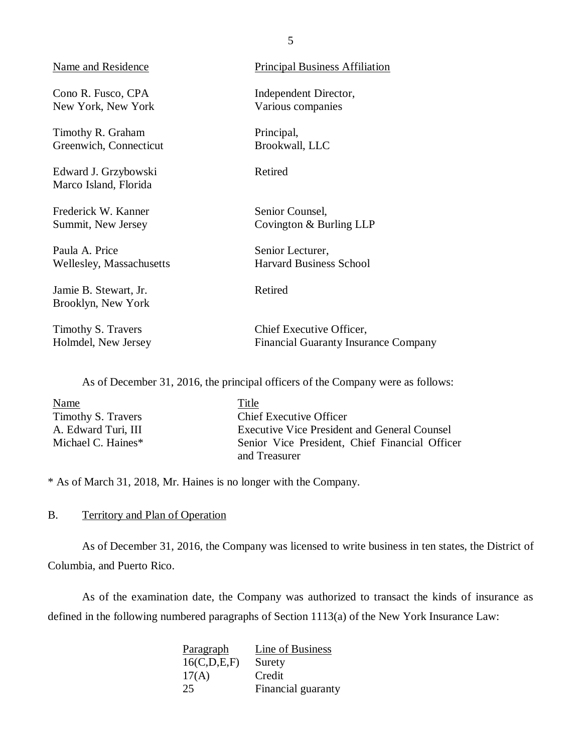| Name and Residence | Principal Business Affiliation |
| --- | --- |
| Cono R. Fusco, CPA<br>New York, New York | Independent Director,<br>Various companies |
| Timothy R. Graham<br>Greenwich, Connecticut | Principal,<br>Brookwall, LLC |
| Edward J. Grzybowski<br>Marco Island, Florida | Retired |
| Frederick W. Kanner<br>Summit, New Jersey | Senior Counsel,<br>Covington & Burling LLP |
| Paula A. Price<br>Wellesley, Massachusetts | Senior Lecturer,<br>Harvard Business School |
| Jamie B. Stewart, Jr.<br>Brooklyn, New York | Retired |
| Timothy S. Travers<br>Holmdel, New Jersey | Chief Executive Officer,<br>Financial Guaranty Insurance Company |

As of December 31, 2016, the principal officers of the Company were as follows:

| Name | Title |
| --- | --- |
| Timothy S. Travers | Chief Executive Officer |
| A. Edward Turi, III | Executive Vice President and General Counsel |
| Michael C. Haines* | Senior Vice President, Chief Financial Officer and Treasurer |

* As of March 31, 2018, Mr. Haines is no longer with the Company.

## B. Territory and Plan of Operation

As of December 31, 2016, the Company was licensed to write business in ten states, the District of Columbia, and Puerto Rico.

As of the examination date, the Company was authorized to transact the kinds of insurance as defined in the following numbered paragraphs of Section 1113(a) of the New York Insurance Law:

| Paragraph | Line of Business |
| --- | --- |
| 16(C,D,E,F) | Surety |
| 17(A) | Credit |
| 25 | Financial guaranty |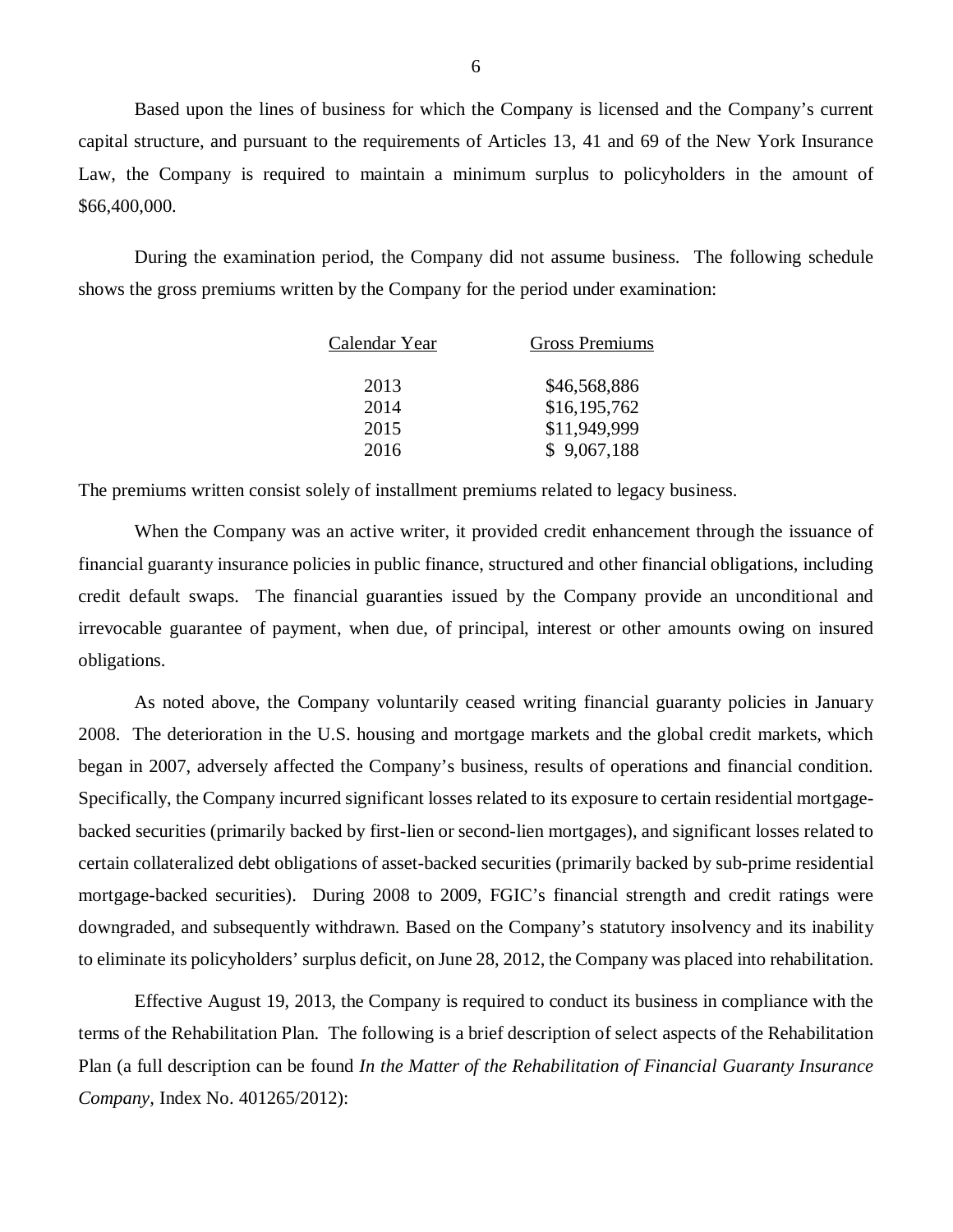Based upon the lines of business for which the Company is licensed and the Company's current capital structure, and pursuant to the requirements of Articles 13, 41 and 69 of the New York Insurance Law, the Company is required to maintain a minimum surplus to policyholders in the amount of $66,400,000.

During the examination period, the Company did not assume business. The following schedule shows the gross premiums written by the Company for the period under examination:

| Calendar Year | Gross Premiums |
|---|---|
| 2013 | $46,568,886 |
| 2014 | $16,195,762 |
| 2015 | $11,949,999 |
| 2016 | $ 9,067,188 |

The premiums written consist solely of installment premiums related to legacy business.

When the Company was an active writer, it provided credit enhancement through the issuance of financial guaranty insurance policies in public finance, structured and other financial obligations, including credit default swaps. The financial guaranties issued by the Company provide an unconditional and irrevocable guarantee of payment, when due, of principal, interest or other amounts owing on insured obligations.

As noted above, the Company voluntarily ceased writing financial guaranty policies in January 2008. The deterioration in the U.S. housing and mortgage markets and the global credit markets, which began in 2007, adversely affected the Company's business, results of operations and financial condition. Specifically, the Company incurred significant losses related to its exposure to certain residential mortgage-backed securities (primarily backed by first-lien or second-lien mortgages), and significant losses related to certain collateralized debt obligations of asset-backed securities (primarily backed by sub-prime residential mortgage-backed securities). During 2008 to 2009, FGIC's financial strength and credit ratings were downgraded, and subsequently withdrawn. Based on the Company's statutory insolvency and its inability to eliminate its policyholders' surplus deficit, on June 28, 2012, the Company was placed into rehabilitation.

Effective August 19, 2013, the Company is required to conduct its business in compliance with the terms of the Rehabilitation Plan. The following is a brief description of select aspects of the Rehabilitation Plan (a full description can be found *In the Matter of the Rehabilitation of Financial Guaranty Insurance Company*, Index No. 401265/2012):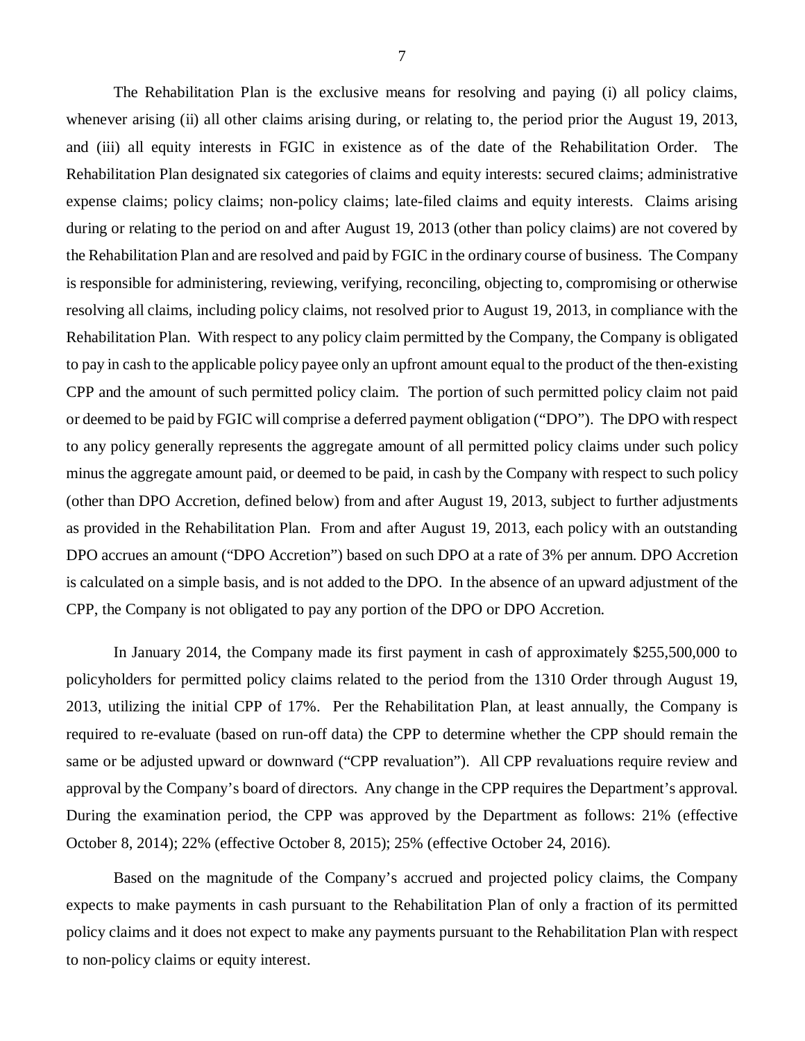The Rehabilitation Plan is the exclusive means for resolving and paying (i) all policy claims, whenever arising (ii) all other claims arising during, or relating to, the period prior the August 19, 2013, and (iii) all equity interests in FGIC in existence as of the date of the Rehabilitation Order. The Rehabilitation Plan designated six categories of claims and equity interests: secured claims; administrative expense claims; policy claims; non-policy claims; late-filed claims and equity interests. Claims arising during or relating to the period on and after August 19, 2013 (other than policy claims) are not covered by the Rehabilitation Plan and are resolved and paid by FGIC in the ordinary course of business. The Company is responsible for administering, reviewing, verifying, reconciling, objecting to, compromising or otherwise resolving all claims, including policy claims, not resolved prior to August 19, 2013, in compliance with the Rehabilitation Plan. With respect to any policy claim permitted by the Company, the Company is obligated to pay in cash to the applicable policy payee only an upfront amount equal to the product of the then-existing CPP and the amount of such permitted policy claim. The portion of such permitted policy claim not paid or deemed to be paid by FGIC will comprise a deferred payment obligation ("DPO"). The DPO with respect to any policy generally represents the aggregate amount of all permitted policy claims under such policy minus the aggregate amount paid, or deemed to be paid, in cash by the Company with respect to such policy (other than DPO Accretion, defined below) from and after August 19, 2013, subject to further adjustments as provided in the Rehabilitation Plan. From and after August 19, 2013, each policy with an outstanding DPO accrues an amount ("DPO Accretion") based on such DPO at a rate of 3% per annum. DPO Accretion is calculated on a simple basis, and is not added to the DPO. In the absence of an upward adjustment of the CPP, the Company is not obligated to pay any portion of the DPO or DPO Accretion.

In January 2014, the Company made its first payment in cash of approximately $255,500,000 to policyholders for permitted policy claims related to the period from the 1310 Order through August 19, 2013, utilizing the initial CPP of 17%. Per the Rehabilitation Plan, at least annually, the Company is required to re-evaluate (based on run-off data) the CPP to determine whether the CPP should remain the same or be adjusted upward or downward ("CPP revaluation"). All CPP revaluations require review and approval by the Company's board of directors. Any change in the CPP requires the Department's approval. During the examination period, the CPP was approved by the Department as follows: 21% (effective October 8, 2014); 22% (effective October 8, 2015); 25% (effective October 24, 2016).

Based on the magnitude of the Company's accrued and projected policy claims, the Company expects to make payments in cash pursuant to the Rehabilitation Plan of only a fraction of its permitted policy claims and it does not expect to make any payments pursuant to the Rehabilitation Plan with respect to non-policy claims or equity interest.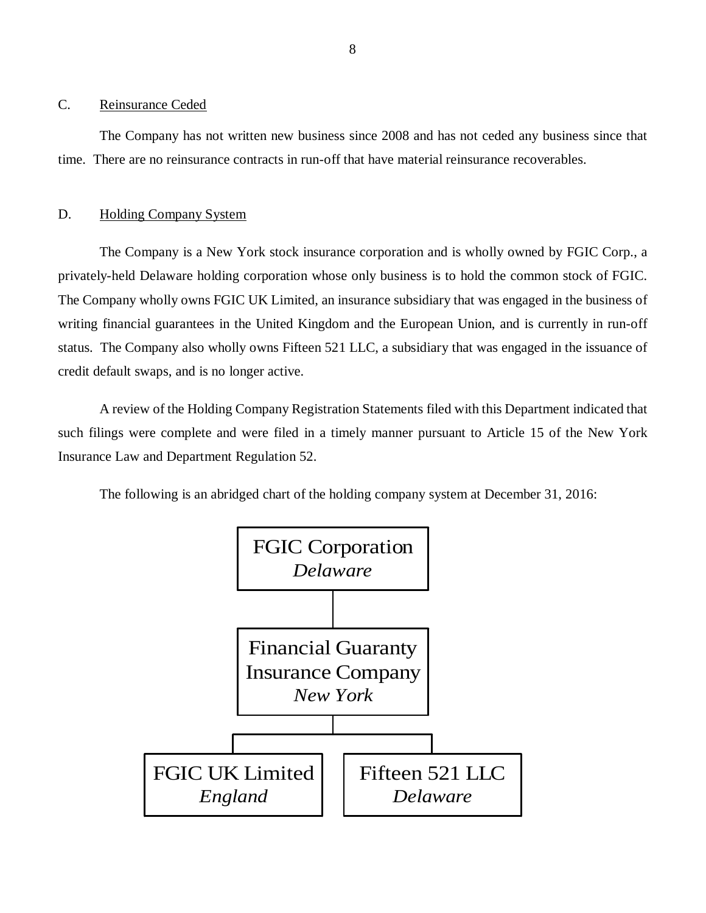### C. Reinsurance Ceded

The Company has not written new business since 2008 and has not ceded any business since that time. There are no reinsurance contracts in run-off that have material reinsurance recoverables.

### D. Holding Company System

The Company is a New York stock insurance corporation and is wholly owned by FGIC Corp., a privately-held Delaware holding corporation whose only business is to hold the common stock of FGIC. The Company wholly owns FGIC UK Limited, an insurance subsidiary that was engaged in the business of writing financial guarantees in the United Kingdom and the European Union, and is currently in run-off status. The Company also wholly owns Fifteen 521 LLC, a subsidiary that was engaged in the issuance of credit default swaps, and is no longer active.

A review of the Holding Company Registration Statements filed with this Department indicated that such filings were complete and were filed in a timely manner pursuant to Article 15 of the New York Insurance Law and Department Regulation 52.

The following is an abridged chart of the holding company system at December 31, 2016:

FGIC Corporation
*Delaware*

Financial Guaranty Insurance Company
*New York*

FGIC UK Limited
*England*

Fifteen 521 LLC
*Delaware*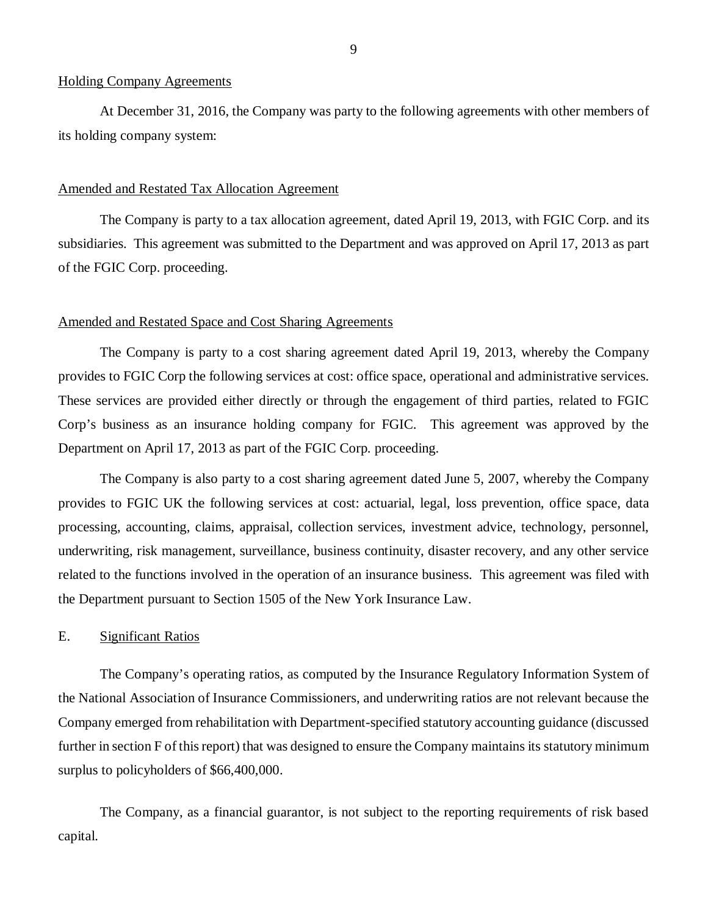Holding Company Agreements

At December 31, 2016, the Company was party to the following agreements with other members of its holding company system:

Amended and Restated Tax Allocation Agreement

The Company is party to a tax allocation agreement, dated April 19, 2013, with FGIC Corp. and its subsidiaries. This agreement was submitted to the Department and was approved on April 17, 2013 as part of the FGIC Corp. proceeding.

Amended and Restated Space and Cost Sharing Agreements

The Company is party to a cost sharing agreement dated April 19, 2013, whereby the Company provides to FGIC Corp the following services at cost: office space, operational and administrative services. These services are provided either directly or through the engagement of third parties, related to FGIC Corp's business as an insurance holding company for FGIC. This agreement was approved by the Department on April 17, 2013 as part of the FGIC Corp. proceeding.

The Company is also party to a cost sharing agreement dated June 5, 2007, whereby the Company provides to FGIC UK the following services at cost: actuarial, legal, loss prevention, office space, data processing, accounting, claims, appraisal, collection services, investment advice, technology, personnel, underwriting, risk management, surveillance, business continuity, disaster recovery, and any other service related to the functions involved in the operation of an insurance business. This agreement was filed with the Department pursuant to Section 1505 of the New York Insurance Law.

## E. Significant Ratios

The Company's operating ratios, as computed by the Insurance Regulatory Information System of the National Association of Insurance Commissioners, and underwriting ratios are not relevant because the Company emerged from rehabilitation with Department-specified statutory accounting guidance (discussed further in section F of this report) that was designed to ensure the Company maintains its statutory minimum surplus to policyholders of $66,400,000.

The Company, as a financial guarantor, is not subject to the reporting requirements of risk based capital.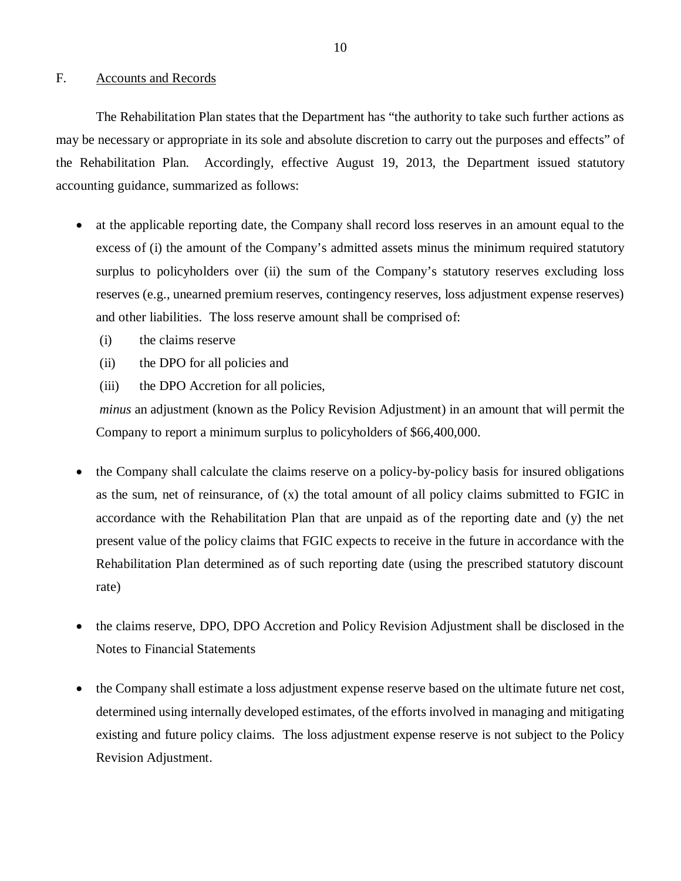## F. Accounts and Records

The Rehabilitation Plan states that the Department has "the authority to take such further actions as may be necessary or appropriate in its sole and absolute discretion to carry out the purposes and effects" of the Rehabilitation Plan. Accordingly, effective August 19, 2013, the Department issued statutory accounting guidance, summarized as follows:

- at the applicable reporting date, the Company shall record loss reserves in an amount equal to the excess of (i) the amount of the Company's admitted assets minus the minimum required statutory surplus to policyholders over (ii) the sum of the Company's statutory reserves excluding loss reserves (e.g., unearned premium reserves, contingency reserves, loss adjustment expense reserves) and other liabilities. The loss reserve amount shall be comprised of:
  - (i) the claims reserve
  - (ii) the DPO for all policies and
  - (iii) the DPO Accretion for all policies,

  *minus* an adjustment (known as the Policy Revision Adjustment) in an amount that will permit the Company to report a minimum surplus to policyholders of $66,400,000.

- the Company shall calculate the claims reserve on a policy-by-policy basis for insured obligations as the sum, net of reinsurance, of (x) the total amount of all policy claims submitted to FGIC in accordance with the Rehabilitation Plan that are unpaid as of the reporting date and (y) the net present value of the policy claims that FGIC expects to receive in the future in accordance with the Rehabilitation Plan determined as of such reporting date (using the prescribed statutory discount rate)

- the claims reserve, DPO, DPO Accretion and Policy Revision Adjustment shall be disclosed in the Notes to Financial Statements

- the Company shall estimate a loss adjustment expense reserve based on the ultimate future net cost, determined using internally developed estimates, of the efforts involved in managing and mitigating existing and future policy claims. The loss adjustment expense reserve is not subject to the Policy Revision Adjustment.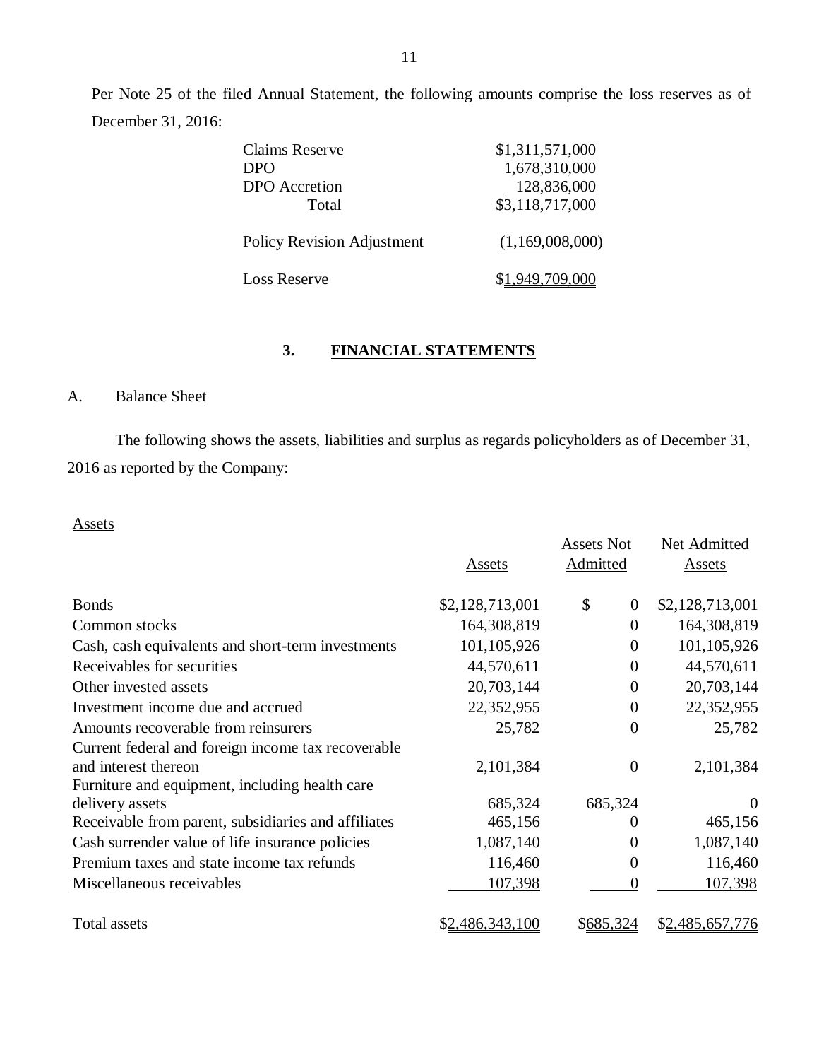Per Note 25 of the filed Annual Statement, the following amounts comprise the loss reserves as of December 31, 2016:

| | |
|---|---|
| Claims Reserve | $1,311,571,000 |
| DPO | 1,678,310,000 |
| DPO Accretion | 128,836,000 |
| Total | $3,118,717,000 |
| Policy Revision Adjustment | (1,169,008,000) |
| Loss Reserve | $1,949,709,000 |

## 3. FINANCIAL STATEMENTS

### A. Balance Sheet

The following shows the assets, liabilities and surplus as regards policyholders as of December 31, 2016 as reported by the Company:

Assets

| | Assets | Assets Not Admitted | Net Admitted Assets |
|---|---|---|---|
| Bonds | $2,128,713,001 | $ 0 | $2,128,713,001 |
| Common stocks | 164,308,819 | 0 | 164,308,819 |
| Cash, cash equivalents and short-term investments | 101,105,926 | 0 | 101,105,926 |
| Receivables for securities | 44,570,611 | 0 | 44,570,611 |
| Other invested assets | 20,703,144 | 0 | 20,703,144 |
| Investment income due and accrued | 22,352,955 | 0 | 22,352,955 |
| Amounts recoverable from reinsurers | 25,782 | 0 | 25,782 |
| Current federal and foreign income tax recoverable and interest thereon | 2,101,384 | 0 | 2,101,384 |
| Furniture and equipment, including health care delivery assets | 685,324 | 685,324 | 0 |
| Receivable from parent, subsidiaries and affiliates | 465,156 | 0 | 465,156 |
| Cash surrender value of life insurance policies | 1,087,140 | 0 | 1,087,140 |
| Premium taxes and state income tax refunds | 116,460 | 0 | 116,460 |
| Miscellaneous receivables | 107,398 | 0 | 107,398 |
| Total assets | $2,486,343,100 | $685,324 | $2,485,657,776 |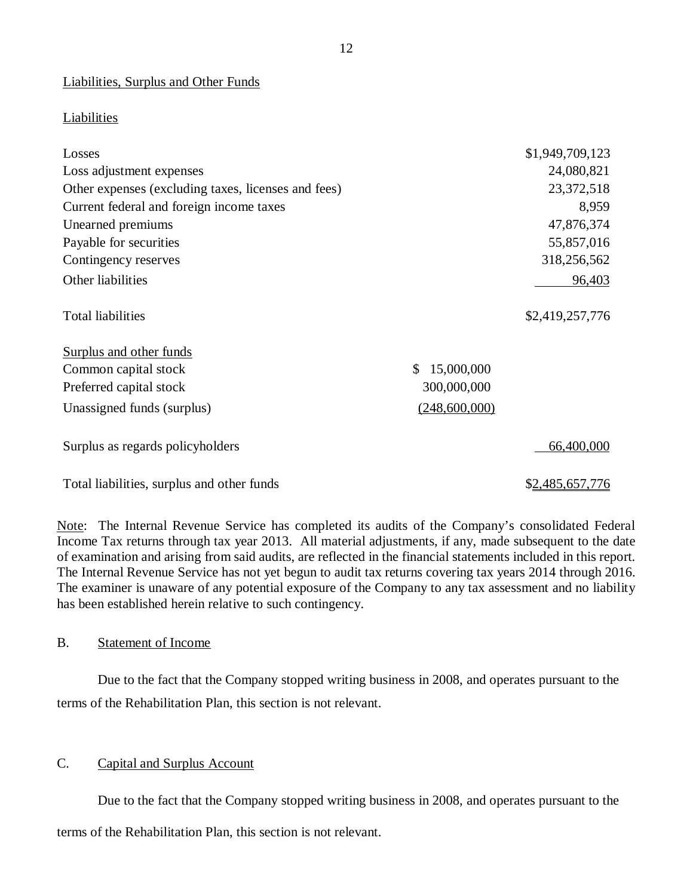Liabilities, Surplus and Other Funds

Liabilities

| | | |
|---|---|---|
| Losses | | $1,949,709,123 |
| Loss adjustment expenses | | 24,080,821 |
| Other expenses (excluding taxes, licenses and fees) | | 23,372,518 |
| Current federal and foreign income taxes | | 8,959 |
| Unearned premiums | | 47,876,374 |
| Payable for securities | | 55,857,016 |
| Contingency reserves | | 318,256,562 |
| Other liabilities | | 96,403 |
| Total liabilities | | $2,419,257,776 |
| Surplus and other funds | | |
| Common capital stock | $ 15,000,000 | |
| Preferred capital stock | 300,000,000 | |
| Unassigned funds (surplus) | (248,600,000) | |
| Surplus as regards policyholders | | 66,400,000 |
| Total liabilities, surplus and other funds | | $2,485,657,776 |

Note: The Internal Revenue Service has completed its audits of the Company's consolidated Federal Income Tax returns through tax year 2013. All material adjustments, if any, made subsequent to the date of examination and arising from said audits, are reflected in the financial statements included in this report. The Internal Revenue Service has not yet begun to audit tax returns covering tax years 2014 through 2016. The examiner is unaware of any potential exposure of the Company to any tax assessment and no liability has been established herein relative to such contingency.

## B. Statement of Income

Due to the fact that the Company stopped writing business in 2008, and operates pursuant to the terms of the Rehabilitation Plan, this section is not relevant.

## C. Capital and Surplus Account

Due to the fact that the Company stopped writing business in 2008, and operates pursuant to the terms of the Rehabilitation Plan, this section is not relevant.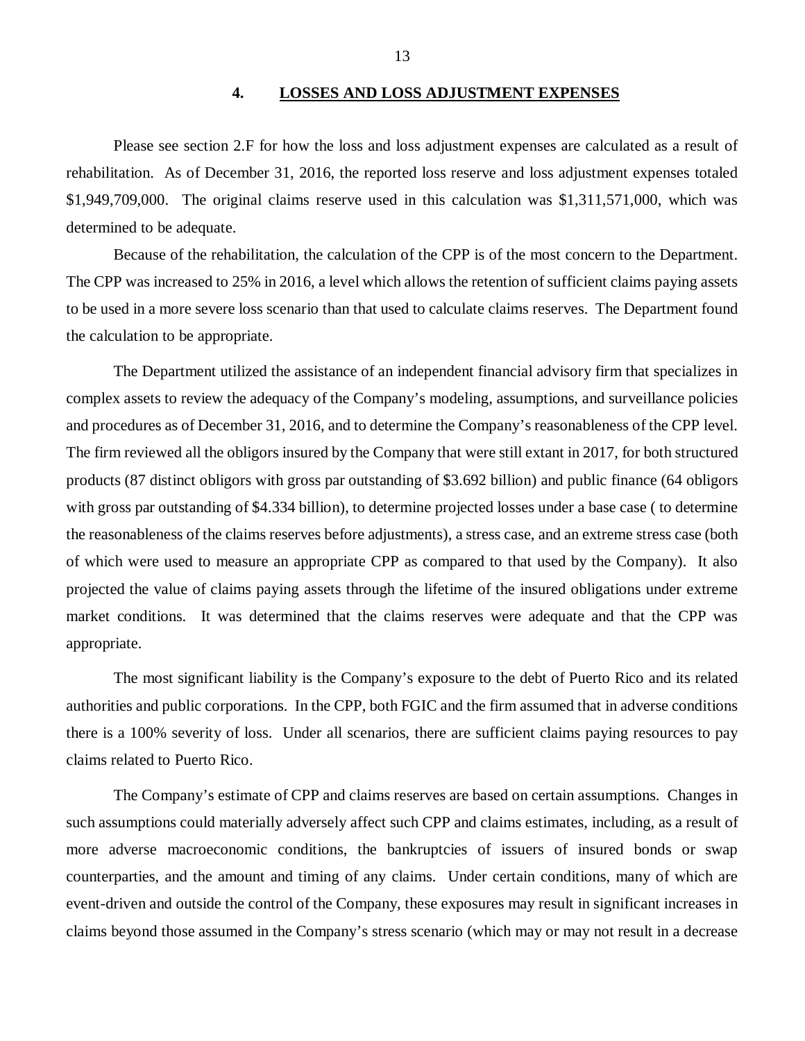## 4. LOSSES AND LOSS ADJUSTMENT EXPENSES

Please see section 2.F for how the loss and loss adjustment expenses are calculated as a result of rehabilitation. As of December 31, 2016, the reported loss reserve and loss adjustment expenses totaled $1,949,709,000. The original claims reserve used in this calculation was $1,311,571,000, which was determined to be adequate.

Because of the rehabilitation, the calculation of the CPP is of the most concern to the Department. The CPP was increased to 25% in 2016, a level which allows the retention of sufficient claims paying assets to be used in a more severe loss scenario than that used to calculate claims reserves. The Department found the calculation to be appropriate.

The Department utilized the assistance of an independent financial advisory firm that specializes in complex assets to review the adequacy of the Company's modeling, assumptions, and surveillance policies and procedures as of December 31, 2016, and to determine the Company's reasonableness of the CPP level. The firm reviewed all the obligors insured by the Company that were still extant in 2017, for both structured products (87 distinct obligors with gross par outstanding of $3.692 billion) and public finance (64 obligors with gross par outstanding of $4.334 billion), to determine projected losses under a base case ( to determine the reasonableness of the claims reserves before adjustments), a stress case, and an extreme stress case (both of which were used to measure an appropriate CPP as compared to that used by the Company). It also projected the value of claims paying assets through the lifetime of the insured obligations under extreme market conditions. It was determined that the claims reserves were adequate and that the CPP was appropriate.

The most significant liability is the Company's exposure to the debt of Puerto Rico and its related authorities and public corporations. In the CPP, both FGIC and the firm assumed that in adverse conditions there is a 100% severity of loss. Under all scenarios, there are sufficient claims paying resources to pay claims related to Puerto Rico.

The Company's estimate of CPP and claims reserves are based on certain assumptions. Changes in such assumptions could materially adversely affect such CPP and claims estimates, including, as a result of more adverse macroeconomic conditions, the bankruptcies of issuers of insured bonds or swap counterparties, and the amount and timing of any claims. Under certain conditions, many of which are event-driven and outside the control of the Company, these exposures may result in significant increases in claims beyond those assumed in the Company's stress scenario (which may or may not result in a decrease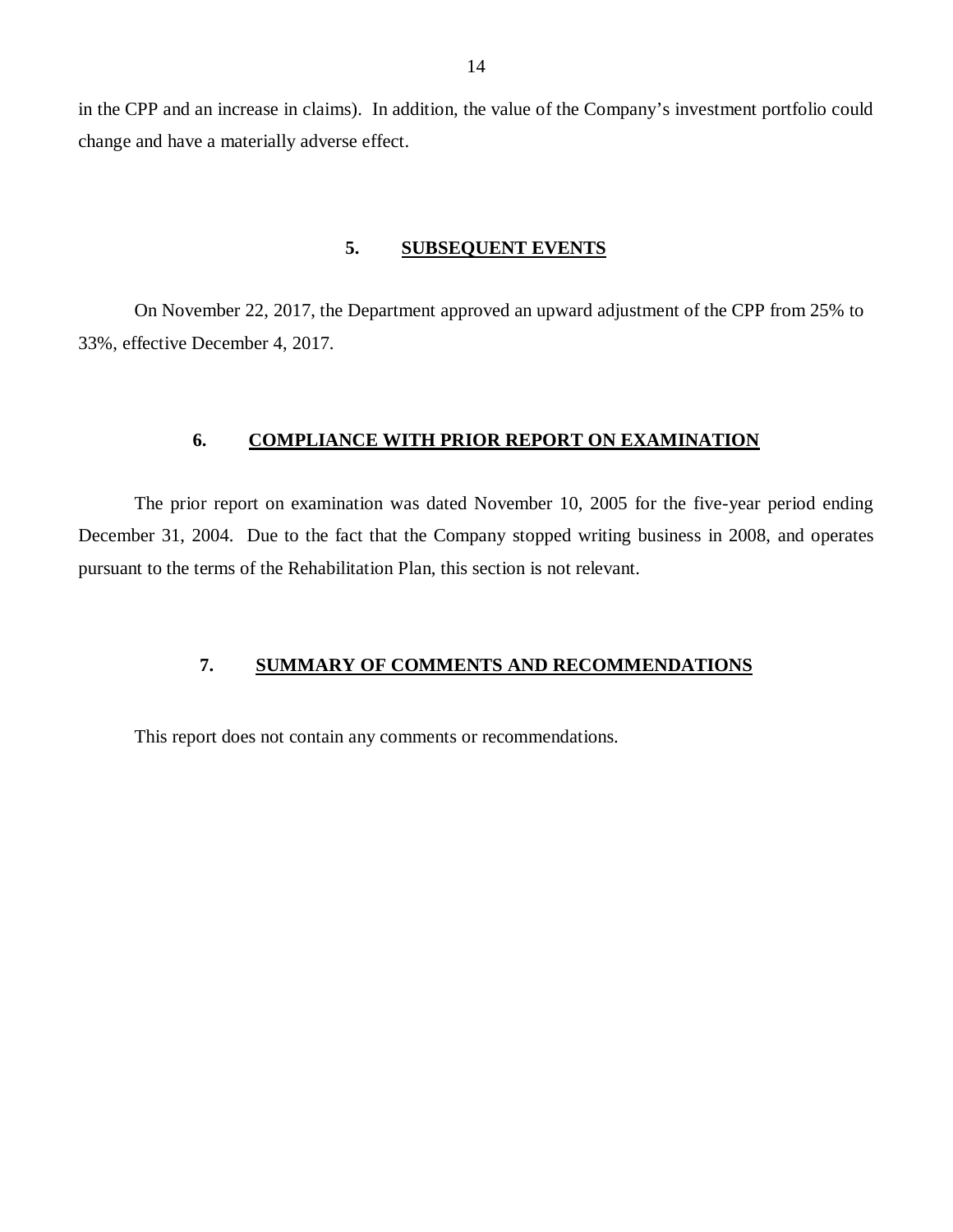in the CPP and an increase in claims). In addition, the value of the Company's investment portfolio could change and have a materially adverse effect.

## 5. SUBSEQUENT EVENTS

On November 22, 2017, the Department approved an upward adjustment of the CPP from 25% to 33%, effective December 4, 2017.

## 6. COMPLIANCE WITH PRIOR REPORT ON EXAMINATION

The prior report on examination was dated November 10, 2005 for the five-year period ending December 31, 2004. Due to the fact that the Company stopped writing business in 2008, and operates pursuant to the terms of the Rehabilitation Plan, this section is not relevant.

## 7. SUMMARY OF COMMENTS AND RECOMMENDATIONS

This report does not contain any comments or recommendations.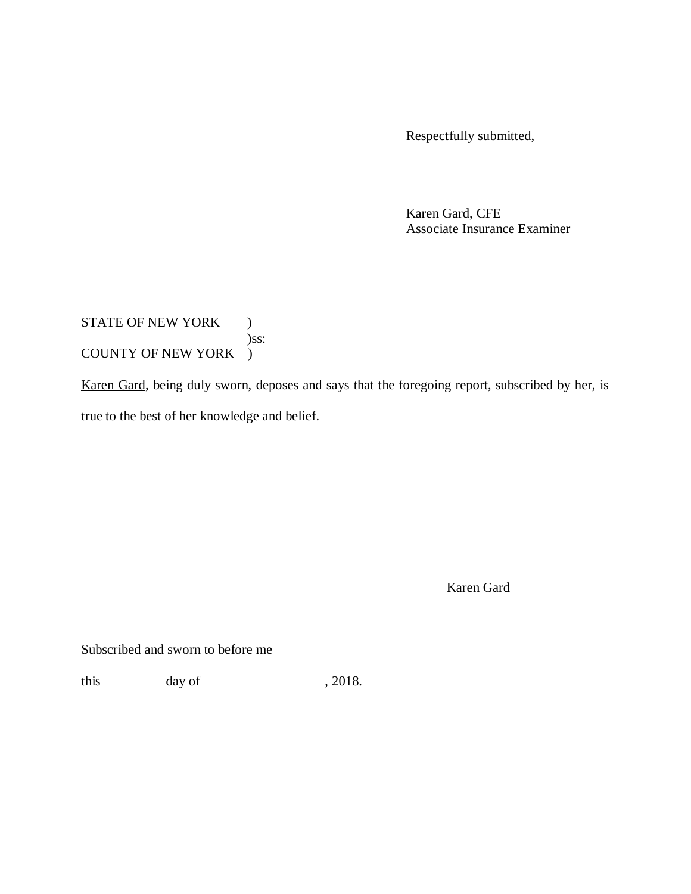Respectfully submitted,

\_\_\_\_\_\_\_\_\_\_\_\_\_\_\_\_\_\_\_\_\_\_\_\_\_

Karen Gard, CFE
Associate Insurance Examiner

STATE OF NEW YORK )
)ss:
COUNTY OF NEW YORK )

Karen Gard, being duly sworn, deposes and says that the foregoing report, subscribed by her, is true to the best of her knowledge and belief.

\_\_\_\_\_\_\_\_\_\_\_\_\_\_\_\_\_\_\_\_\_\_\_\_\_

Karen Gard

Subscribed and sworn to before me

this\_\_\_\_\_\_\_\_\_\_ day of \_\_\_\_\_\_\_\_\_\_\_\_\_\_\_\_\_\_, 2018.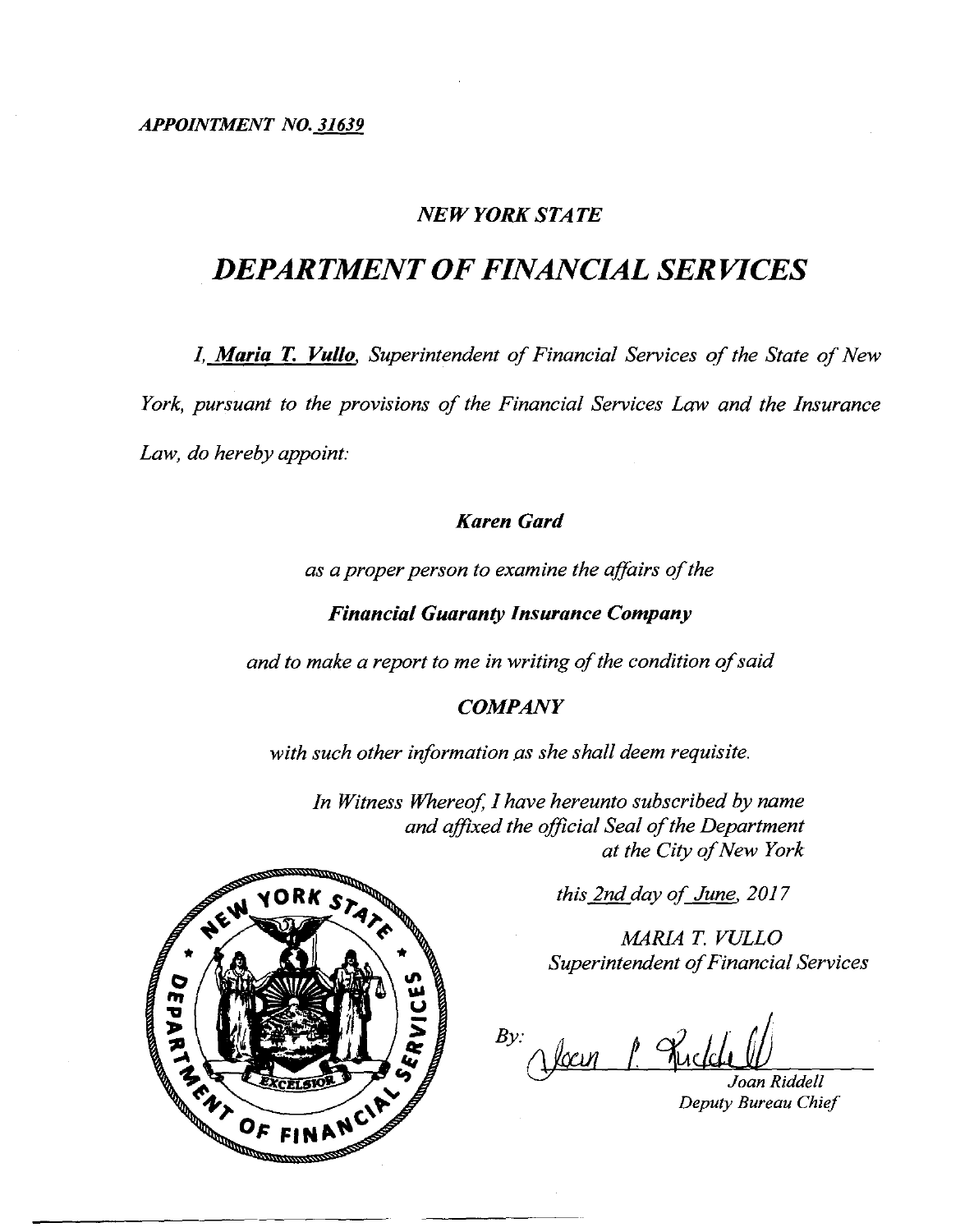*APPOINTMENT NO. 31639*

## *NEW YORK STATE*

# *DEPARTMENT OF FINANCIAL SERVICES*

*I, **Maria T. Vullo**, Superintendent of Financial Services of the State of New York, pursuant to the provisions of the Financial Services Law and the Insurance Law, do hereby appoint:*

***Karen Gard***

*as a proper person to examine the affairs of the*

***Financial Guaranty Insurance Company***

*and to make a report to me in writing of the condition of said*

***COMPANY***

*with such other information as she shall deem requisite.*

*In Witness Whereof, I have hereunto subscribed by name and affixed the official Seal of the Department at the City of New York*

*this 2nd day of June, 2017*

*MARIA T. VULLO*
*Superintendent of Financial Services*

*By:* Joan P. Riddell

*Joan Riddell*
*Deputy Bureau Chief*

NEW YORK STATE DEPARTMENT OF FINANCIAL SERVICES
EXCELSIOR